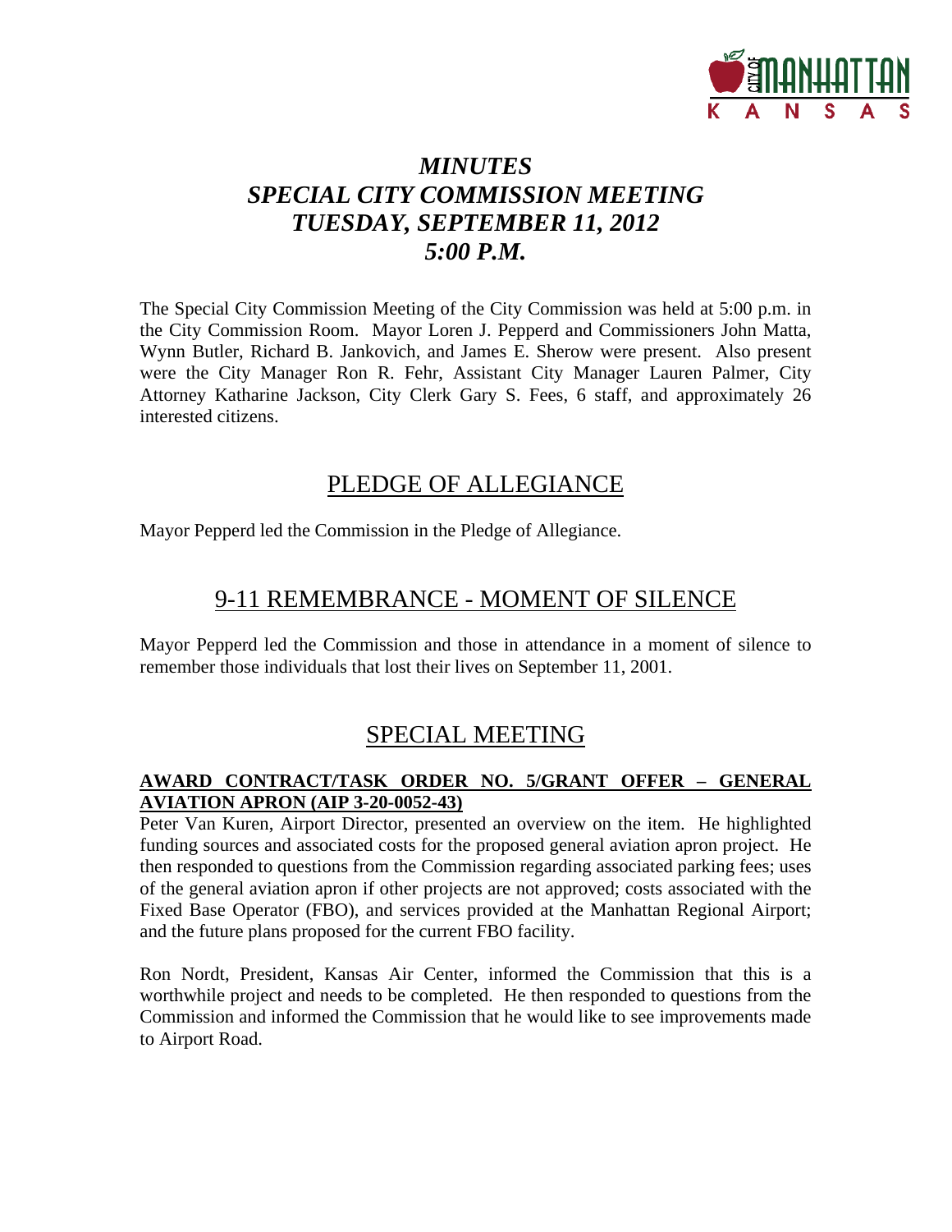# *MINUTES*
# *SPECIAL CITY COMMISSION MEETING*
# *TUESDAY, SEPTEMBER 11, 2012*
# *5:00 P.M.*

The Special City Commission Meeting of the City Commission was held at 5:00 p.m. in the City Commission Room. Mayor Loren J. Pepperd and Commissioners John Matta, Wynn Butler, Richard B. Jankovich, and James E. Sherow were present. Also present were the City Manager Ron R. Fehr, Assistant City Manager Lauren Palmer, City Attorney Katharine Jackson, City Clerk Gary S. Fees, 6 staff, and approximately 26 interested citizens.

## PLEDGE OF ALLEGIANCE

Mayor Pepperd led the Commission in the Pledge of Allegiance.

## 9-11 REMEMBRANCE - MOMENT OF SILENCE

Mayor Pepperd led the Commission and those in attendance in a moment of silence to remember those individuals that lost their lives on September 11, 2001.

## SPECIAL MEETING

### AWARD CONTRACT/TASK ORDER NO. 5/GRANT OFFER – GENERAL AVIATION APRON (AIP 3-20-0052-43)

Peter Van Kuren, Airport Director, presented an overview on the item. He highlighted funding sources and associated costs for the proposed general aviation apron project. He then responded to questions from the Commission regarding associated parking fees; uses of the general aviation apron if other projects are not approved; costs associated with the Fixed Base Operator (FBO), and services provided at the Manhattan Regional Airport; and the future plans proposed for the current FBO facility.

Ron Nordt, President, Kansas Air Center, informed the Commission that this is a worthwhile project and needs to be completed. He then responded to questions from the Commission and informed the Commission that he would like to see improvements made to Airport Road.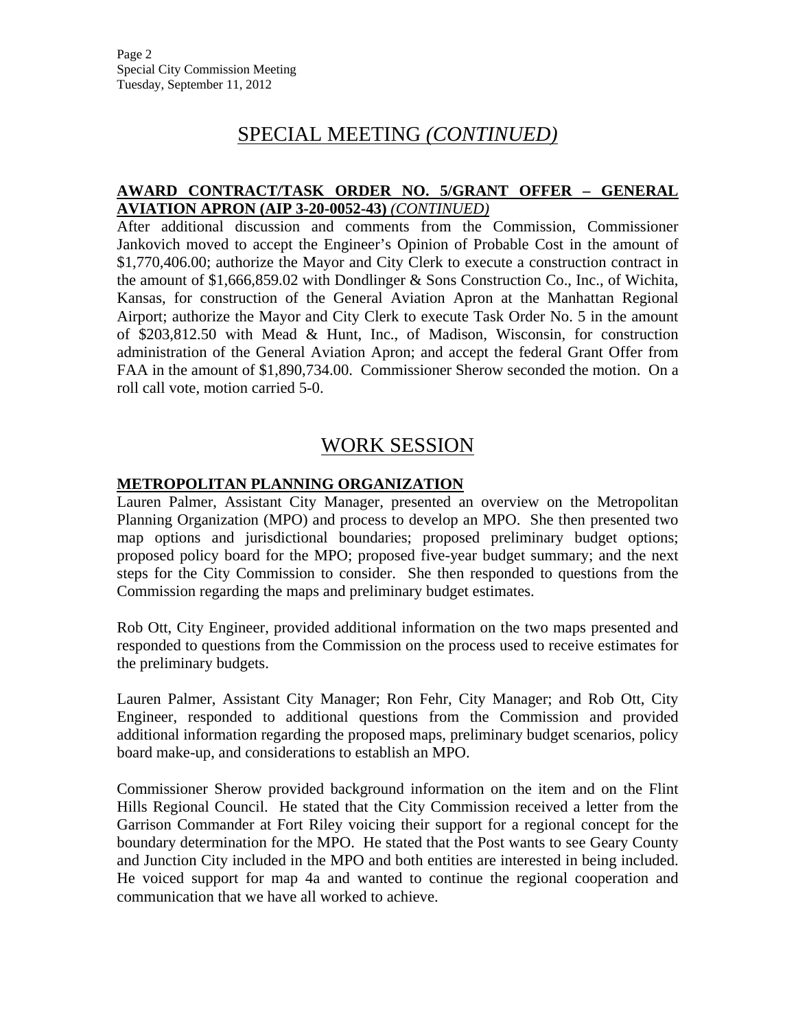# SPECIAL MEETING *(CONTINUED)*

**AWARD CONTRACT/TASK ORDER NO. 5/GRANT OFFER – GENERAL AVIATION APRON (AIP 3-20-0052-43)** *(CONTINUED)*

After additional discussion and comments from the Commission, Commissioner Jankovich moved to accept the Engineer's Opinion of Probable Cost in the amount of $1,770,406.00; authorize the Mayor and City Clerk to execute a construction contract in the amount of $1,666,859.02 with Dondlinger & Sons Construction Co., Inc., of Wichita, Kansas, for construction of the General Aviation Apron at the Manhattan Regional Airport; authorize the Mayor and City Clerk to execute Task Order No. 5 in the amount of $203,812.50 with Mead & Hunt, Inc., of Madison, Wisconsin, for construction administration of the General Aviation Apron; and accept the federal Grant Offer from FAA in the amount of $1,890,734.00. Commissioner Sherow seconded the motion. On a roll call vote, motion carried 5-0.

# WORK SESSION

**METROPOLITAN PLANNING ORGANIZATION**

Lauren Palmer, Assistant City Manager, presented an overview on the Metropolitan Planning Organization (MPO) and process to develop an MPO. She then presented two map options and jurisdictional boundaries; proposed preliminary budget options; proposed policy board for the MPO; proposed five-year budget summary; and the next steps for the City Commission to consider. She then responded to questions from the Commission regarding the maps and preliminary budget estimates.

Rob Ott, City Engineer, provided additional information on the two maps presented and responded to questions from the Commission on the process used to receive estimates for the preliminary budgets.

Lauren Palmer, Assistant City Manager; Ron Fehr, City Manager; and Rob Ott, City Engineer, responded to additional questions from the Commission and provided additional information regarding the proposed maps, preliminary budget scenarios, policy board make-up, and considerations to establish an MPO.

Commissioner Sherow provided background information on the item and on the Flint Hills Regional Council. He stated that the City Commission received a letter from the Garrison Commander at Fort Riley voicing their support for a regional concept for the boundary determination for the MPO. He stated that the Post wants to see Geary County and Junction City included in the MPO and both entities are interested in being included. He voiced support for map 4a and wanted to continue the regional cooperation and communication that we have all worked to achieve.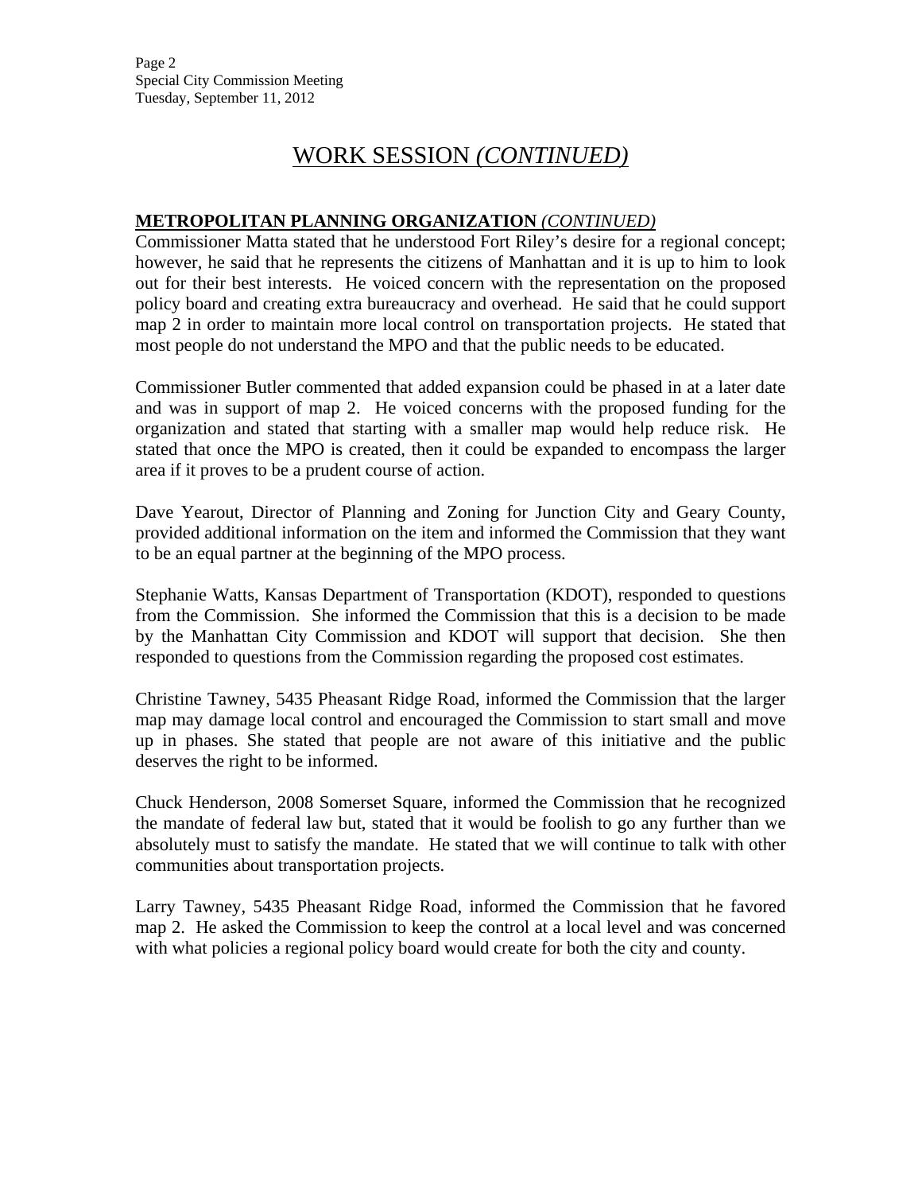## WORK SESSION *(CONTINUED)*

**METROPOLITAN PLANNING ORGANIZATION** *(CONTINUED)*

Commissioner Matta stated that he understood Fort Riley's desire for a regional concept; however, he said that he represents the citizens of Manhattan and it is up to him to look out for their best interests. He voiced concern with the representation on the proposed policy board and creating extra bureaucracy and overhead. He said that he could support map 2 in order to maintain more local control on transportation projects. He stated that most people do not understand the MPO and that the public needs to be educated.

Commissioner Butler commented that added expansion could be phased in at a later date and was in support of map 2. He voiced concerns with the proposed funding for the organization and stated that starting with a smaller map would help reduce risk. He stated that once the MPO is created, then it could be expanded to encompass the larger area if it proves to be a prudent course of action.

Dave Yearout, Director of Planning and Zoning for Junction City and Geary County, provided additional information on the item and informed the Commission that they want to be an equal partner at the beginning of the MPO process.

Stephanie Watts, Kansas Department of Transportation (KDOT), responded to questions from the Commission. She informed the Commission that this is a decision to be made by the Manhattan City Commission and KDOT will support that decision. She then responded to questions from the Commission regarding the proposed cost estimates.

Christine Tawney, 5435 Pheasant Ridge Road, informed the Commission that the larger map may damage local control and encouraged the Commission to start small and move up in phases. She stated that people are not aware of this initiative and the public deserves the right to be informed.

Chuck Henderson, 2008 Somerset Square, informed the Commission that he recognized the mandate of federal law but, stated that it would be foolish to go any further than we absolutely must to satisfy the mandate. He stated that we will continue to talk with other communities about transportation projects.

Larry Tawney, 5435 Pheasant Ridge Road, informed the Commission that he favored map 2. He asked the Commission to keep the control at a local level and was concerned with what policies a regional policy board would create for both the city and county.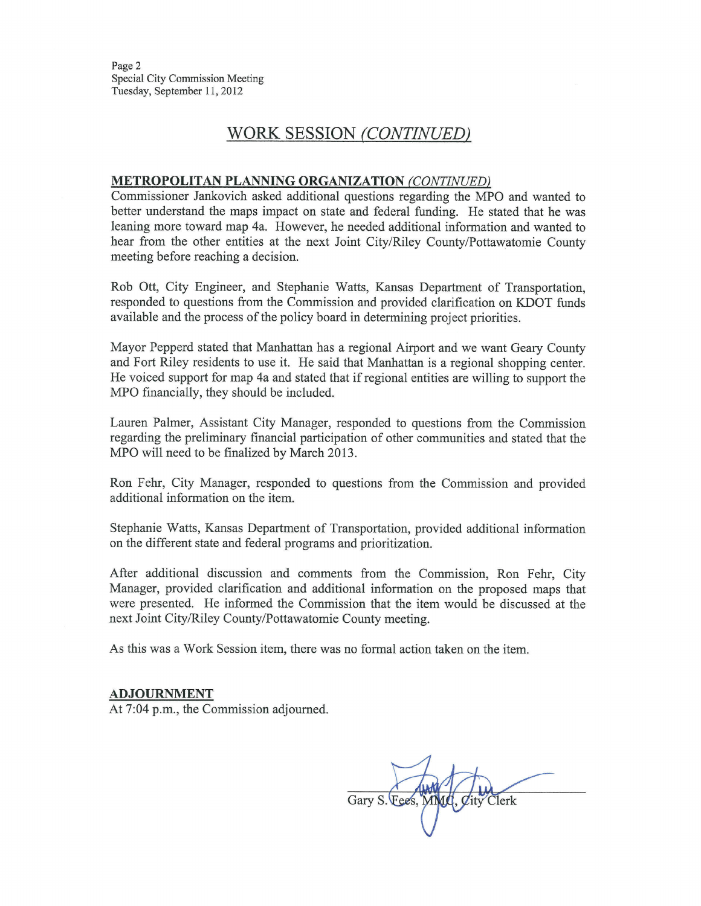## WORK SESSION *(CONTINUED)*

**METROPOLITAN PLANNING ORGANIZATION** *(CONTINUED)*

Commissioner Jankovich asked additional questions regarding the MPO and wanted to better understand the maps impact on state and federal funding. He stated that he was leaning more toward map 4a. However, he needed additional information and wanted to hear from the other entities at the next Joint City/Riley County/Pottawatomie County meeting before reaching a decision.

Rob Ott, City Engineer, and Stephanie Watts, Kansas Department of Transportation, responded to questions from the Commission and provided clarification on KDOT funds available and the process of the policy board in determining project priorities.

Mayor Pepperd stated that Manhattan has a regional Airport and we want Geary County and Fort Riley residents to use it. He said that Manhattan is a regional shopping center. He voiced support for map 4a and stated that if regional entities are willing to support the MPO financially, they should be included.

Lauren Palmer, Assistant City Manager, responded to questions from the Commission regarding the preliminary financial participation of other communities and stated that the MPO will need to be finalized by March 2013.

Ron Fehr, City Manager, responded to questions from the Commission and provided additional information on the item.

Stephanie Watts, Kansas Department of Transportation, provided additional information on the different state and federal programs and prioritization.

After additional discussion and comments from the Commission, Ron Fehr, City Manager, provided clarification and additional information on the proposed maps that were presented. He informed the Commission that the item would be discussed at the next Joint City/Riley County/Pottawatomie County meeting.

As this was a Work Session item, there was no formal action taken on the item.

**ADJOURNMENT**

At 7:04 p.m., the Commission adjourned.

Gary S. Fees, MMC, City Clerk